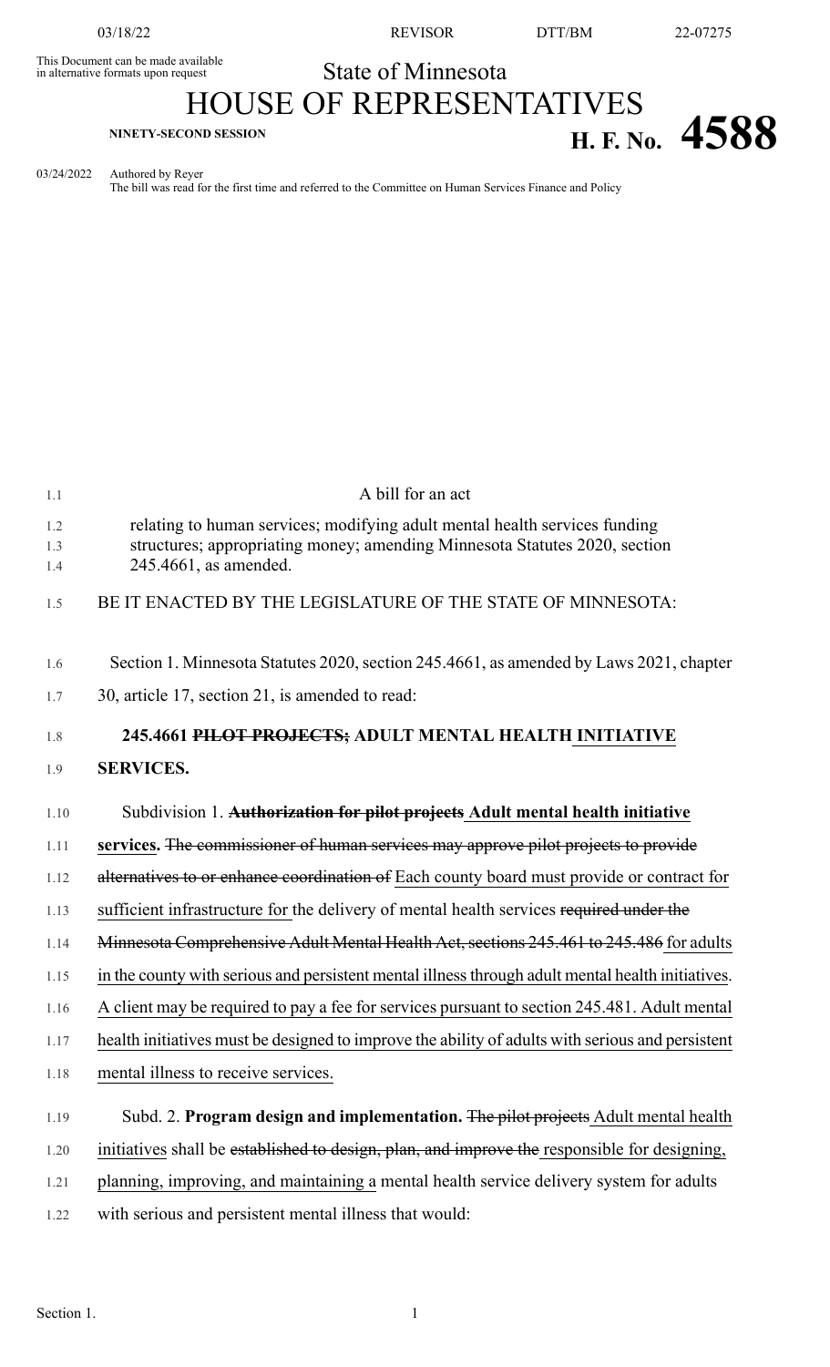This Document can be made available in alternative formats upon request

State of Minnesota

# HOUSE OF REPRESENTATIVES

NINETY-SECOND SESSION

**H. F. No. 4588**

03/24/2022 Authored by Reyer
The bill was read for the first time and referred to the Committee on Human Services Finance and Policy

A bill for an act

relating to human services; modifying adult mental health services funding structures; appropriating money; amending Minnesota Statutes 2020, section 245.4661, as amended.

BE IT ENACTED BY THE LEGISLATURE OF THE STATE OF MINNESOTA:

Section 1. Minnesota Statutes 2020, section 245.4661, as amended by Laws 2021, chapter 30, article 17, section 21, is amended to read:

**245.4661 ~~PILOT PROJECTS;~~ ADULT MENTAL HEALTH INITIATIVE SERVICES.**

Subdivision 1. **~~Authorization for pilot projects~~ Adult mental health initiative services.** ~~The commissioner of human services may approve pilot projects to provide alternatives to or enhance coordination of~~ Each county board must provide or contract for sufficient infrastructure for the delivery of mental health services ~~required under the Minnesota Comprehensive Adult Mental Health Act, sections 245.461 to 245.486~~ for adults in the county with serious and persistent mental illness through adult mental health initiatives. A client may be required to pay a fee for services pursuant to section 245.481. Adult mental health initiatives must be designed to improve the ability of adults with serious and persistent mental illness to receive services.

Subd. 2. **Program design and implementation.** ~~The pilot projects~~ Adult mental health initiatives shall be ~~established to design, plan, and improve the~~ responsible for designing, planning, improving, and maintaining a mental health service delivery system for adults with serious and persistent mental illness that would: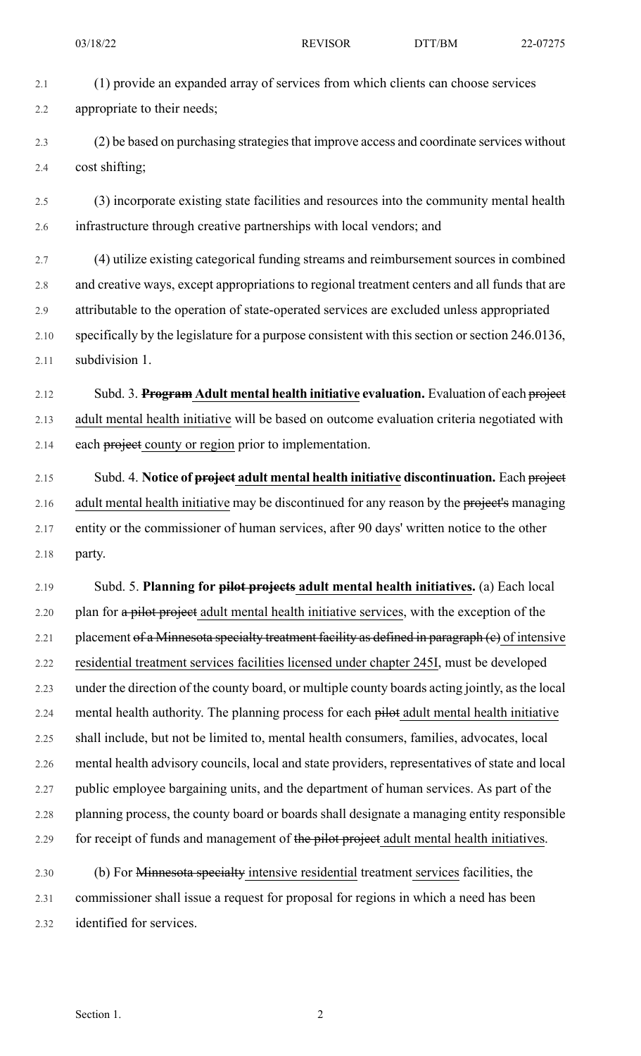(1) provide an expanded array of services from which clients can choose services appropriate to their needs;

(2) be based on purchasing strategies that improve access and coordinate services without cost shifting;

(3) incorporate existing state facilities and resources into the community mental health infrastructure through creative partnerships with local vendors; and

(4) utilize existing categorical funding streams and reimbursement sources in combined and creative ways, except appropriations to regional treatment centers and all funds that are attributable to the operation of state-operated services are excluded unless appropriated specifically by the legislature for a purpose consistent with this section or section 246.0136, subdivision 1.

Subd. 3. **~~Program~~ Adult mental health initiative evaluation.** Evaluation of each ~~project~~ adult mental health initiative will be based on outcome evaluation criteria negotiated with each ~~project~~ county or region prior to implementation.

Subd. 4. **Notice of ~~project~~ adult mental health initiative discontinuation.** Each ~~project~~ adult mental health initiative may be discontinued for any reason by the ~~project's~~ managing entity or the commissioner of human services, after 90 days' written notice to the other party.

Subd. 5. **Planning for ~~pilot projects~~ adult mental health initiatives.** (a) Each local plan for ~~a pilot project~~ adult mental health initiative services, with the exception of the placement ~~of a Minnesota specialty treatment facility as defined in paragraph (c)~~ of intensive residential treatment services facilities licensed under chapter 245I, must be developed under the direction of the county board, or multiple county boards acting jointly, as the local mental health authority. The planning process for each ~~pilot~~ adult mental health initiative shall include, but not be limited to, mental health consumers, families, advocates, local mental health advisory councils, local and state providers, representatives of state and local public employee bargaining units, and the department of human services. As part of the planning process, the county board or boards shall designate a managing entity responsible for receipt of funds and management of ~~the pilot project~~ adult mental health initiatives.

(b) For ~~Minnesota specialty~~ intensive residential treatment services facilities, the commissioner shall issue a request for proposal for regions in which a need has been identified for services.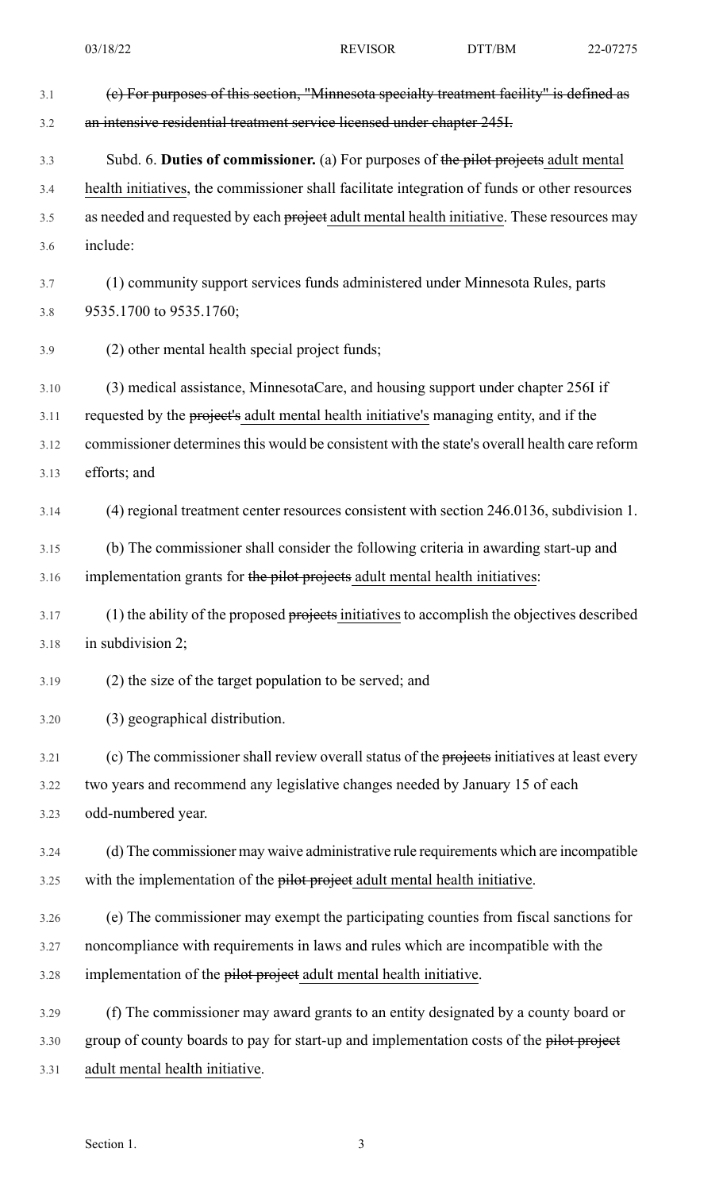~~(c) For purposes of this section, "Minnesota specialty treatment facility" is defined as an intensive residential treatment service licensed under chapter 245I.~~

Subd. 6. **Duties of commissioner.** (a) For purposes of ~~the pilot projects~~ adult mental health initiatives, the commissioner shall facilitate integration of funds or other resources as needed and requested by each ~~project~~ adult mental health initiative. These resources may include:

(1) community support services funds administered under Minnesota Rules, parts 9535.1700 to 9535.1760;

(2) other mental health special project funds;

(3) medical assistance, MinnesotaCare, and housing support under chapter 256I if requested by the ~~project's~~ adult mental health initiative's managing entity, and if the commissioner determines this would be consistent with the state's overall health care reform efforts; and

(4) regional treatment center resources consistent with section 246.0136, subdivision 1.

(b) The commissioner shall consider the following criteria in awarding start-up and implementation grants for ~~the pilot projects~~ adult mental health initiatives:

(1) the ability of the proposed ~~projects~~ initiatives to accomplish the objectives described in subdivision 2;

(2) the size of the target population to be served; and

(3) geographical distribution.

(c) The commissioner shall review overall status of the ~~projects~~ initiatives at least every two years and recommend any legislative changes needed by January 15 of each odd-numbered year.

(d) The commissioner may waive administrative rule requirements which are incompatible with the implementation of the ~~pilot project~~ adult mental health initiative.

(e) The commissioner may exempt the participating counties from fiscal sanctions for noncompliance with requirements in laws and rules which are incompatible with the implementation of the ~~pilot project~~ adult mental health initiative.

(f) The commissioner may award grants to an entity designated by a county board or group of county boards to pay for start-up and implementation costs of the ~~pilot project~~ adult mental health initiative.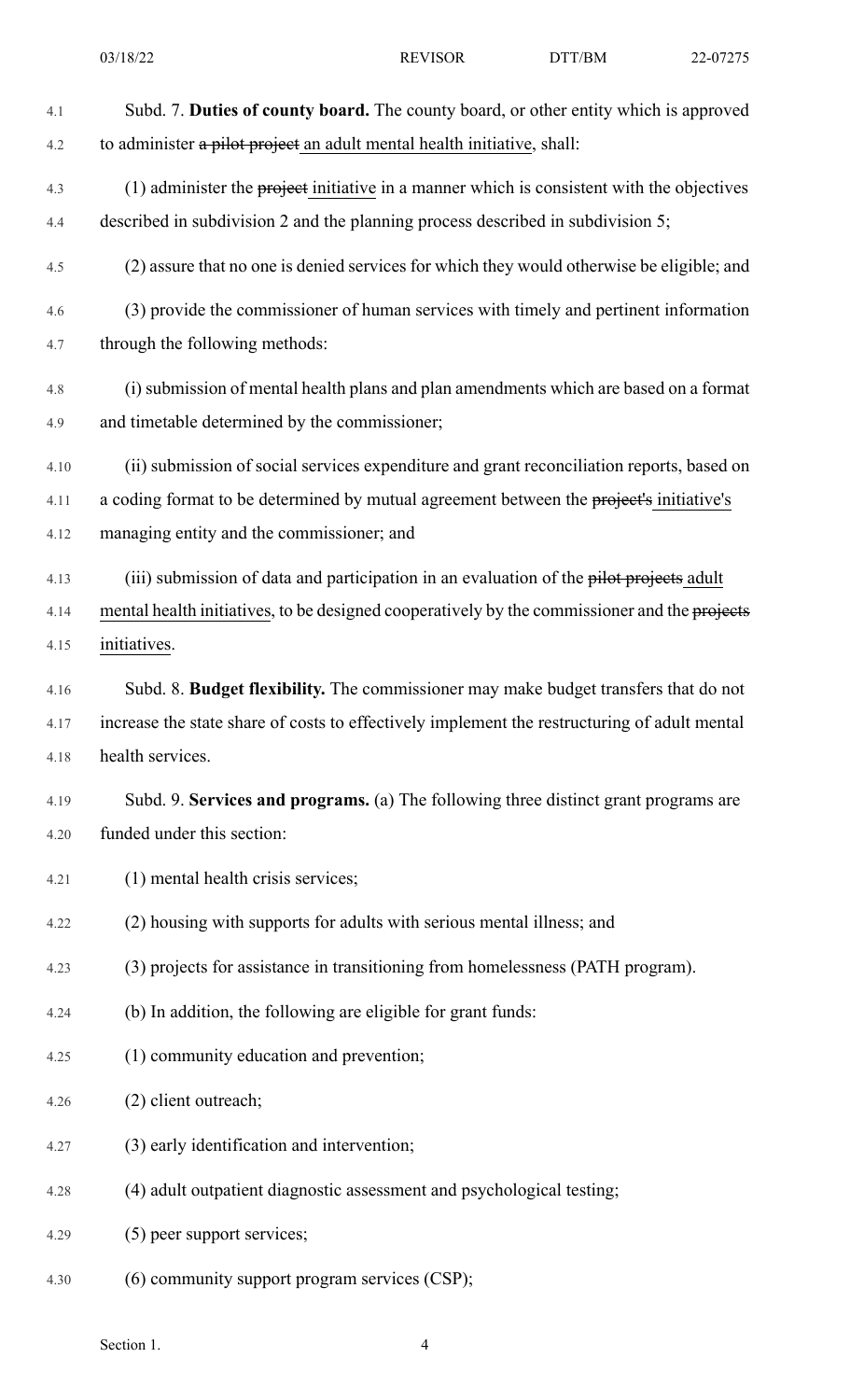Subd. 7. **Duties of county board.** The county board, or other entity which is approved to administer ~~a pilot project~~ an adult mental health initiative, shall:

(1) administer the ~~project~~ initiative in a manner which is consistent with the objectives described in subdivision 2 and the planning process described in subdivision 5;

(2) assure that no one is denied services for which they would otherwise be eligible; and

(3) provide the commissioner of human services with timely and pertinent information through the following methods:

(i) submission of mental health plans and plan amendments which are based on a format and timetable determined by the commissioner;

(ii) submission of social services expenditure and grant reconciliation reports, based on a coding format to be determined by mutual agreement between the ~~project's~~ initiative's managing entity and the commissioner; and

(iii) submission of data and participation in an evaluation of the ~~pilot projects~~ adult mental health initiatives, to be designed cooperatively by the commissioner and the ~~projects~~ initiatives.

Subd. 8. **Budget flexibility.** The commissioner may make budget transfers that do not increase the state share of costs to effectively implement the restructuring of adult mental health services.

Subd. 9. **Services and programs.** (a) The following three distinct grant programs are funded under this section:

(1) mental health crisis services;

(2) housing with supports for adults with serious mental illness; and

(3) projects for assistance in transitioning from homelessness (PATH program).

(b) In addition, the following are eligible for grant funds:

(1) community education and prevention;

(2) client outreach;

(3) early identification and intervention;

(4) adult outpatient diagnostic assessment and psychological testing;

(5) peer support services;

(6) community support program services (CSP);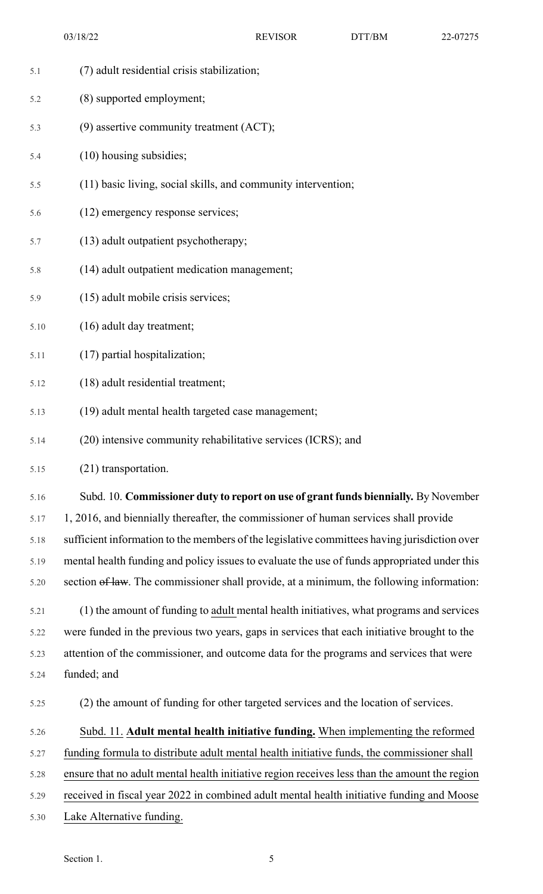(7) adult residential crisis stabilization;

(8) supported employment;

(9) assertive community treatment (ACT);

(10) housing subsidies;

(11) basic living, social skills, and community intervention;

(12) emergency response services;

(13) adult outpatient psychotherapy;

(14) adult outpatient medication management;

(15) adult mobile crisis services;

(16) adult day treatment;

(17) partial hospitalization;

(18) adult residential treatment;

(19) adult mental health targeted case management;

(20) intensive community rehabilitative services (ICRS); and

(21) transportation.

Subd. 10. **Commissioner duty to report on use of grant funds biennially.** By November 1, 2016, and biennially thereafter, the commissioner of human services shall provide sufficient information to the members of the legislative committees having jurisdiction over mental health funding and policy issues to evaluate the use of funds appropriated under this section ~~of law~~. The commissioner shall provide, at a minimum, the following information:

(1) the amount of funding to adult mental health initiatives, what programs and services were funded in the previous two years, gaps in services that each initiative brought to the attention of the commissioner, and outcome data for the programs and services that were funded; and

(2) the amount of funding for other targeted services and the location of services.

Subd. 11. **Adult mental health initiative funding.** When implementing the reformed funding formula to distribute adult mental health initiative funds, the commissioner shall ensure that no adult mental health initiative region receives less than the amount the region received in fiscal year 2022 in combined adult mental health initiative funding and Moose Lake Alternative funding.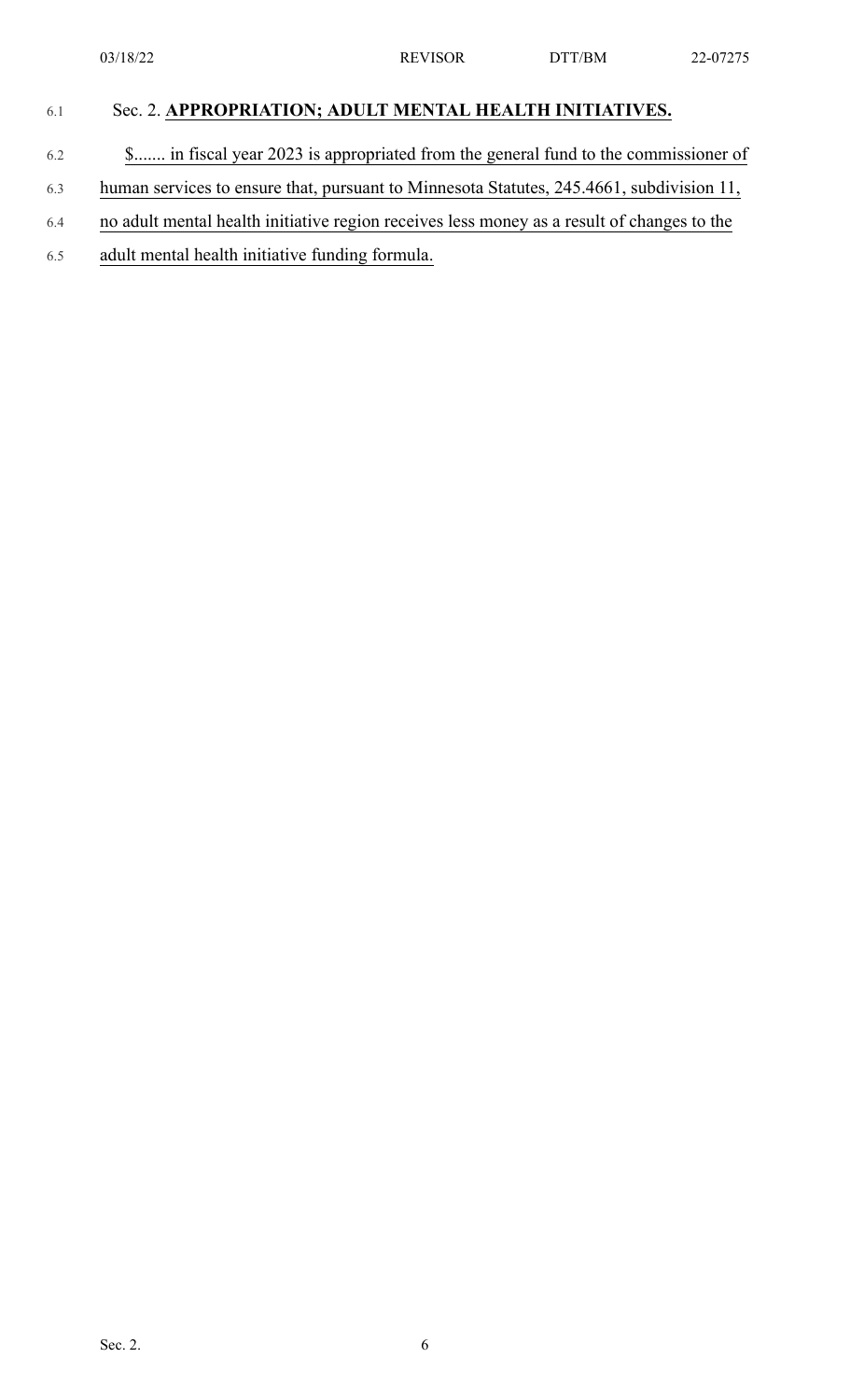Sec. 2. **APPROPRIATION; ADULT MENTAL HEALTH INITIATIVES.**

$....... in fiscal year 2023 is appropriated from the general fund to the commissioner of human services to ensure that, pursuant to Minnesota Statutes, 245.4661, subdivision 11, no adult mental health initiative region receives less money as a result of changes to the adult mental health initiative funding formula.